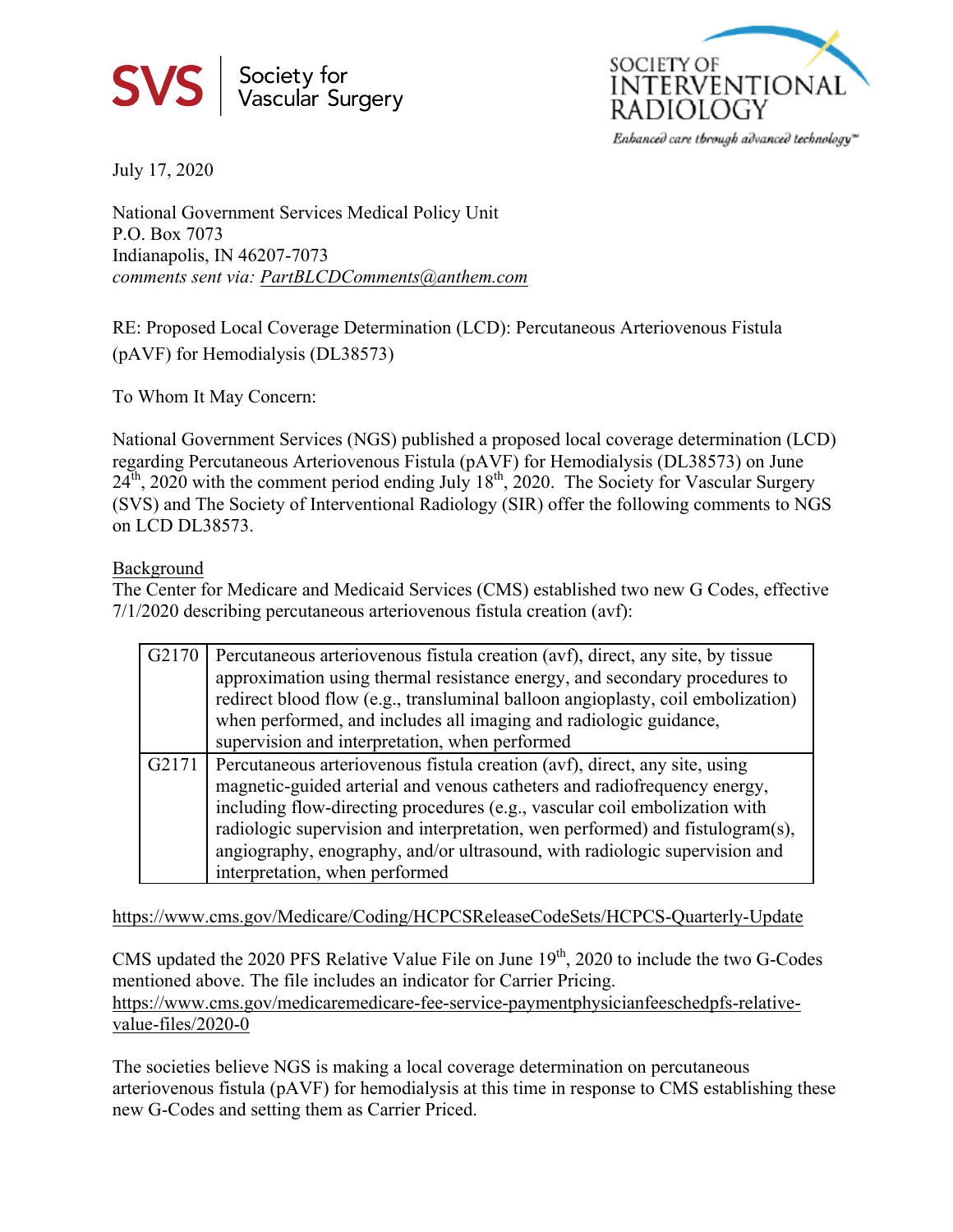SVS | Society for Vascular Surgery

SOCIETY OF INTERVENTIONAL RADIOLOGY
*Enhanced care through advanced technology™*

July 17, 2020

National Government Services Medical Policy Unit
P.O. Box 7073
Indianapolis, IN 46207-7073
*comments sent via: PartBLCDComments@anthem.com*

RE: Proposed Local Coverage Determination (LCD): Percutaneous Arteriovenous Fistula (pAVF) for Hemodialysis (DL38573)

To Whom It May Concern:

National Government Services (NGS) published a proposed local coverage determination (LCD) regarding Percutaneous Arteriovenous Fistula (pAVF) for Hemodialysis (DL38573) on June 24th, 2020 with the comment period ending July 18th, 2020. The Society for Vascular Surgery (SVS) and The Society of Interventional Radiology (SIR) offer the following comments to NGS on LCD DL38573.

Background
The Center for Medicare and Medicaid Services (CMS) established two new G Codes, effective 7/1/2020 describing percutaneous arteriovenous fistula creation (avf):

| | |
|---|---|
| G2170 | Percutaneous arteriovenous fistula creation (avf), direct, any site, by tissue approximation using thermal resistance energy, and secondary procedures to redirect blood flow (e.g., transluminal balloon angioplasty, coil embolization) when performed, and includes all imaging and radiologic guidance, supervision and interpretation, when performed |
| G2171 | Percutaneous arteriovenous fistula creation (avf), direct, any site, using magnetic-guided arterial and venous catheters and radiofrequency energy, including flow-directing procedures (e.g., vascular coil embolization with radiologic supervision and interpretation, wen performed) and fistulogram(s), angiography, enography, and/or ultrasound, with radiologic supervision and interpretation, when performed |

https://www.cms.gov/Medicare/Coding/HCPCSReleaseCodeSets/HCPCS-Quarterly-Update

CMS updated the 2020 PFS Relative Value File on June 19th, 2020 to include the two G-Codes mentioned above. The file includes an indicator for Carrier Pricing.
https://www.cms.gov/medicaremedicare-fee-service-paymentphysicianfeeschedpfs-relative-value-files/2020-0

The societies believe NGS is making a local coverage determination on percutaneous arteriovenous fistula (pAVF) for hemodialysis at this time in response to CMS establishing these new G-Codes and setting them as Carrier Priced.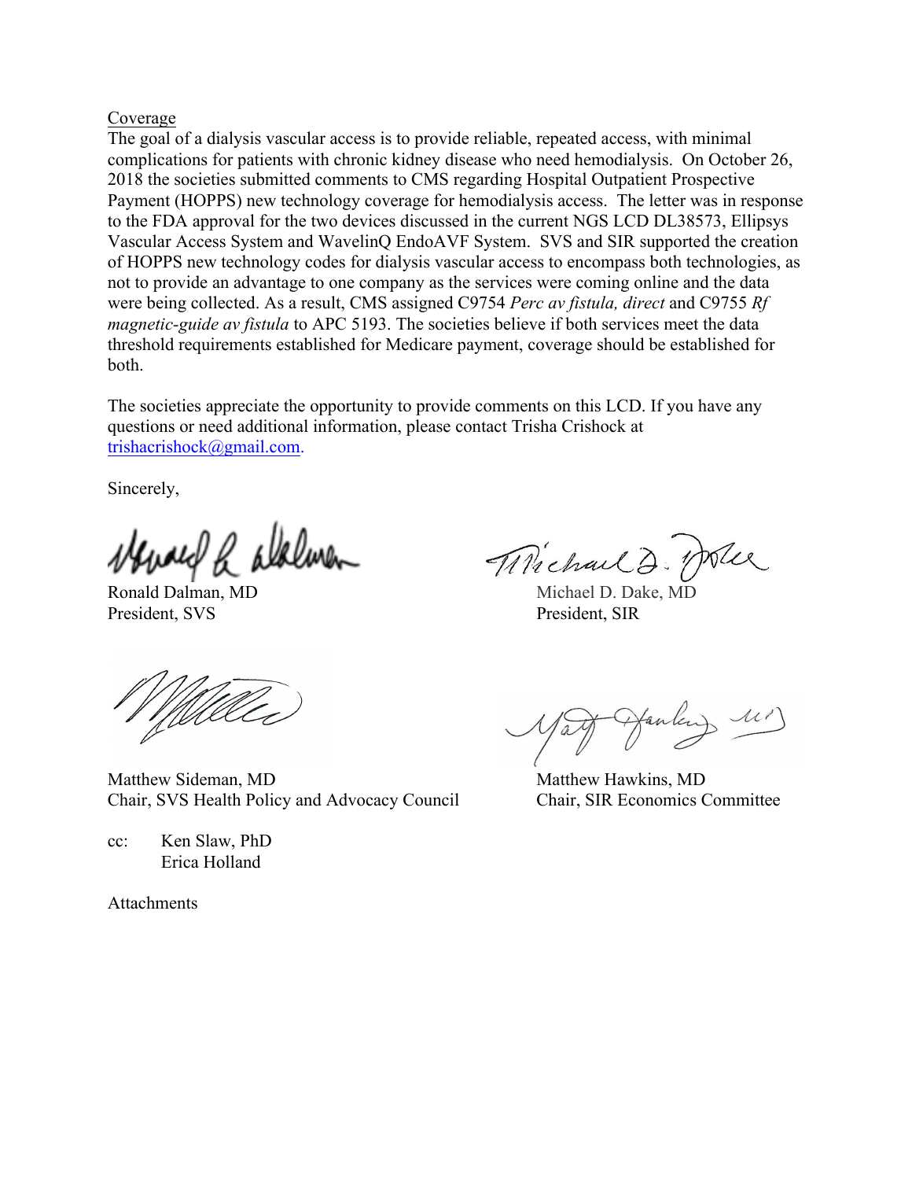Coverage

The goal of a dialysis vascular access is to provide reliable, repeated access, with minimal complications for patients with chronic kidney disease who need hemodialysis. On October 26, 2018 the societies submitted comments to CMS regarding Hospital Outpatient Prospective Payment (HOPPS) new technology coverage for hemodialysis access. The letter was in response to the FDA approval for the two devices discussed in the current NGS LCD DL38573, Ellipsys Vascular Access System and WavelinQ EndoAVF System. SVS and SIR supported the creation of HOPPS new technology codes for dialysis vascular access to encompass both technologies, as not to provide an advantage to one company as the services were coming online and the data were being collected. As a result, CMS assigned C9754 *Perc av fistula, direct* and C9755 *Rf magnetic-guide av fistula* to APC 5193. The societies believe if both services meet the data threshold requirements established for Medicare payment, coverage should be established for both.

The societies appreciate the opportunity to provide comments on this LCD. If you have any questions or need additional information, please contact Trisha Crishock at trishacrishock@gmail.com.

Sincerely,

Ronald Dalman, MD
President, SVS

Michael D. Dake, MD
President, SIR

Matthew Sideman, MD
Chair, SVS Health Policy and Advocacy Council

Matthew Hawkins, MD
Chair, SIR Economics Committee

cc: Ken Slaw, PhD
Erica Holland

Attachments